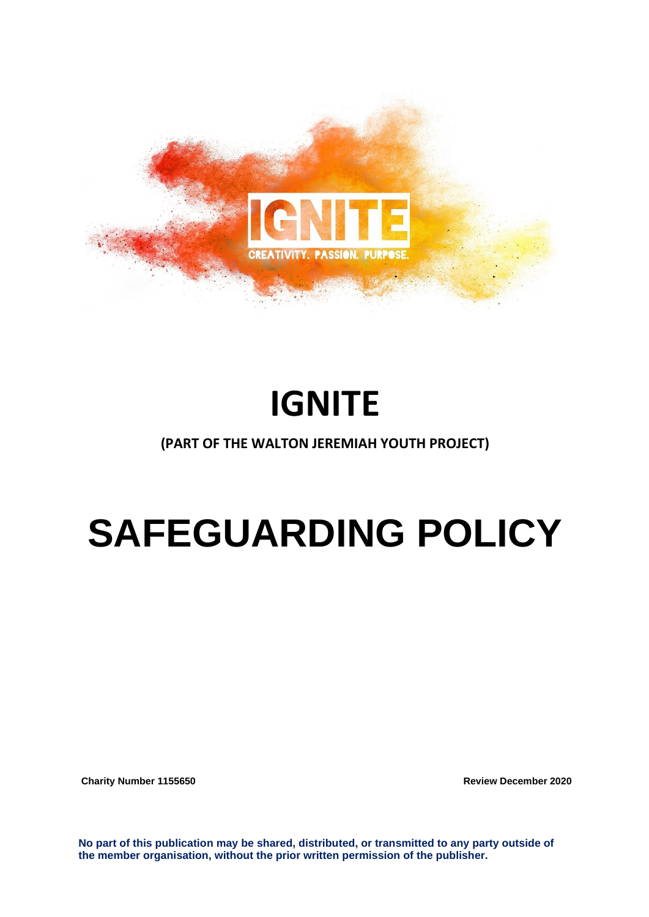# IGNITE

**(PART OF THE WALTON JEREMIAH YOUTH PROJECT)**

# SAFEGUARDING POLICY

**Charity Number 1155650** **Review December 2020**

**No part of this publication may be shared, distributed, or transmitted to any party outside of the member organisation, without the prior written permission of the publisher.**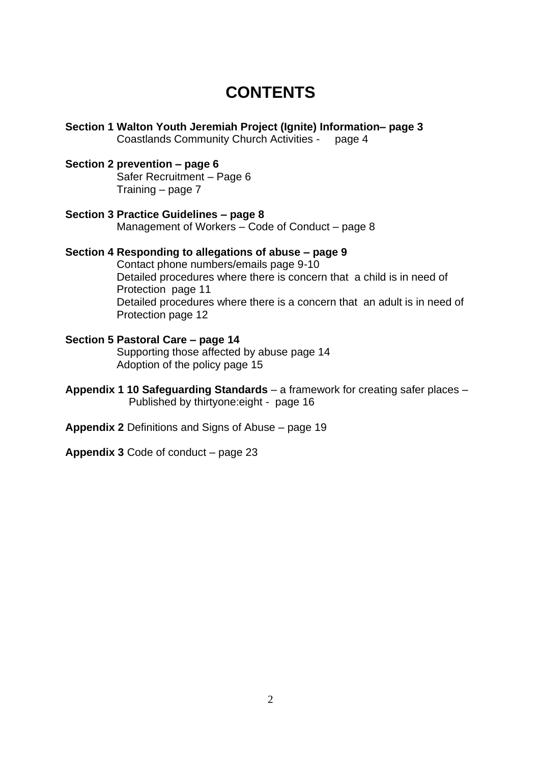# CONTENTS

**Section 1 Walton Youth Jeremiah Project (Ignite) Information– page 3**
Coastlands Community Church Activities - page 4

**Section 2 prevention – page 6**
Safer Recruitment – Page 6
Training – page 7

**Section 3 Practice Guidelines – page 8**
Management of Workers – Code of Conduct – page 8

**Section 4 Responding to allegations of abuse – page 9**
Contact phone numbers/emails page 9-10
Detailed procedures where there is concern that a child is in need of Protection page 11
Detailed procedures where there is a concern that an adult is in need of Protection page 12

**Section 5 Pastoral Care – page 14**
Supporting those affected by abuse page 14
Adoption of the policy page 15

**Appendix 1 10 Safeguarding Standards** – a framework for creating safer places – Published by thirtyone:eight - page 16

**Appendix 2** Definitions and Signs of Abuse – page 19

**Appendix 3** Code of conduct – page 23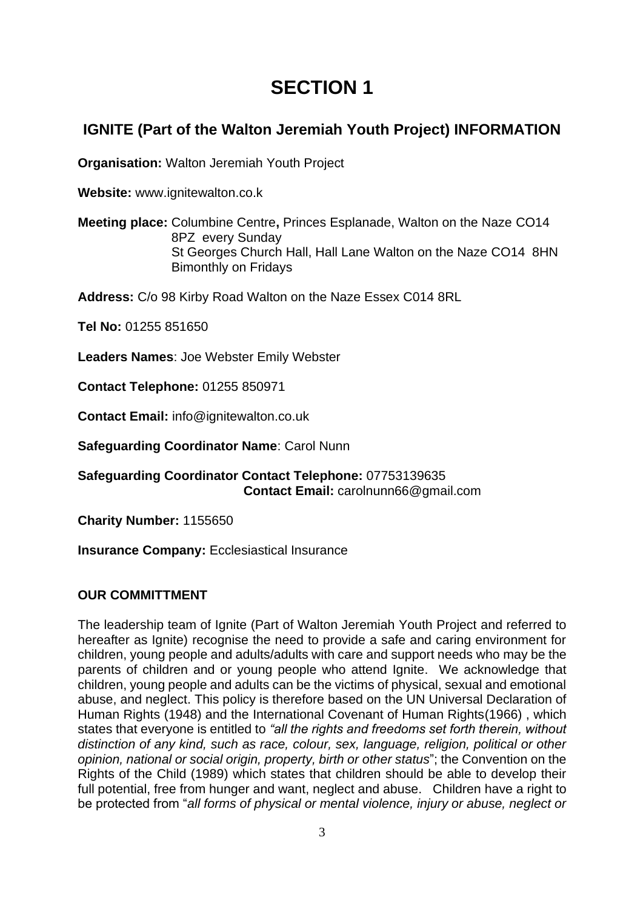# SECTION 1

## IGNITE (Part of the Walton Jeremiah Youth Project) INFORMATION

**Organisation:** Walton Jeremiah Youth Project

**Website:** www.ignitewalton.co.k

**Meeting place:** Columbine Centre**,** Princes Esplanade, Walton on the Naze CO14 8PZ every Sunday
St Georges Church Hall, Hall Lane Walton on the Naze CO14 8HN Bimonthly on Fridays

**Address:** C/o 98 Kirby Road Walton on the Naze Essex C014 8RL

**Tel No:** 01255 851650

**Leaders Names**: Joe Webster Emily Webster

**Contact Telephone:** 01255 850971

**Contact Email:** info@ignitewalton.co.uk

**Safeguarding Coordinator Name**: Carol Nunn

**Safeguarding Coordinator Contact Telephone:** 07753139635
**Contact Email:** carolnunn66@gmail.com

**Charity Number:** 1155650

**Insurance Company:** Ecclesiastical Insurance

**OUR COMMITTMENT**

The leadership team of Ignite (Part of Walton Jeremiah Youth Project and referred to hereafter as Ignite) recognise the need to provide a safe and caring environment for children, young people and adults/adults with care and support needs who may be the parents of children and or young people who attend Ignite. We acknowledge that children, young people and adults can be the victims of physical, sexual and emotional abuse, and neglect. This policy is therefore based on the UN Universal Declaration of Human Rights (1948) and the International Covenant of Human Rights(1966) , which states that everyone is entitled to *"all the rights and freedoms set forth therein, without distinction of any kind, such as race, colour, sex, language, religion, political or other opinion, national or social origin, property, birth or other status*"; the Convention on the Rights of the Child (1989) which states that children should be able to develop their full potential, free from hunger and want, neglect and abuse. Children have a right to be protected from "*all forms of physical or mental violence, injury or abuse, neglect or*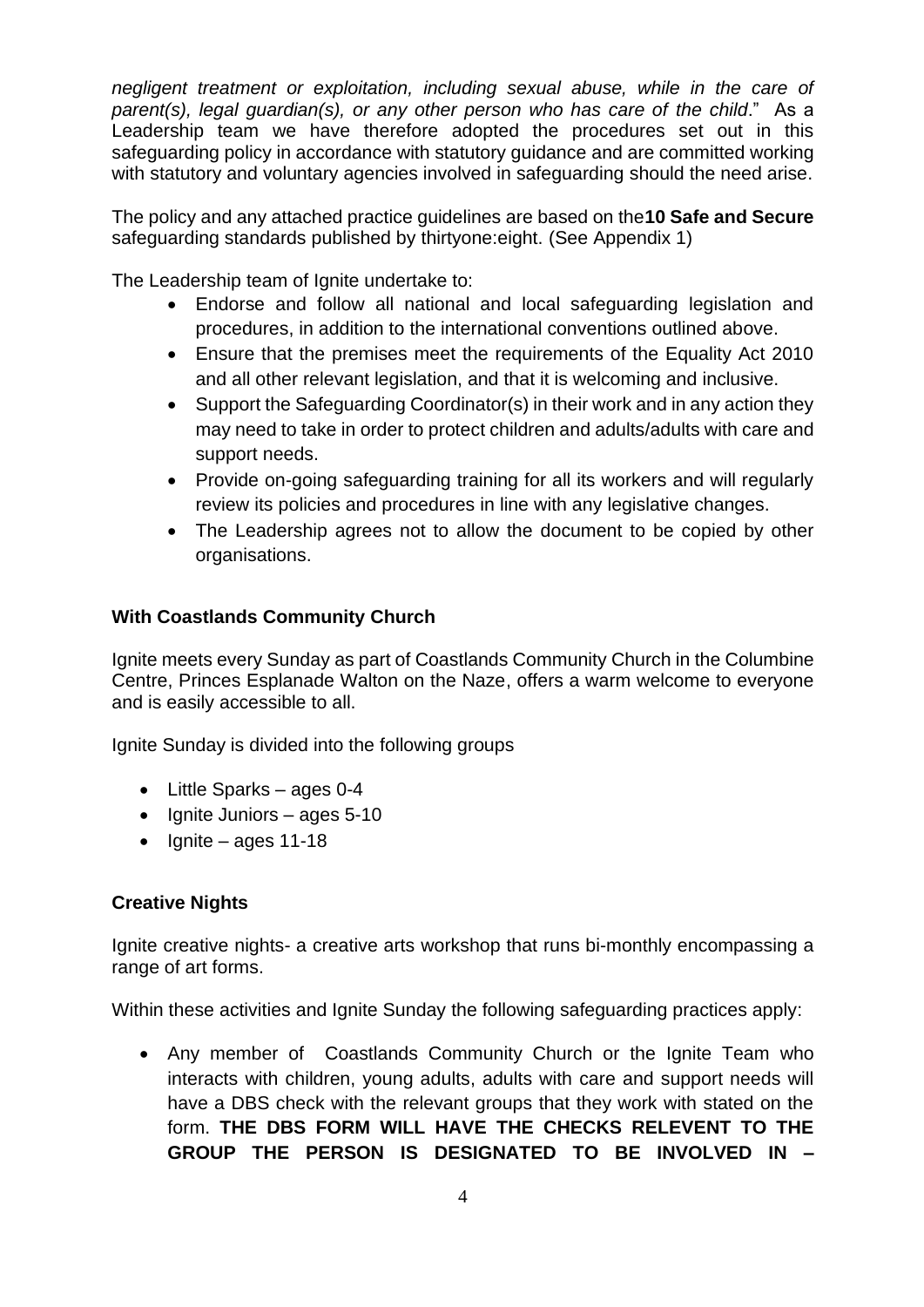*negligent treatment or exploitation, including sexual abuse, while in the care of parent(s), legal guardian(s), or any other person who has care of the child*." As a Leadership team we have therefore adopted the procedures set out in this safeguarding policy in accordance with statutory guidance and are committed working with statutory and voluntary agencies involved in safeguarding should the need arise.

The policy and any attached practice guidelines are based on the**10 Safe and Secure** safeguarding standards published by thirtyone:eight. (See Appendix 1)

The Leadership team of Ignite undertake to:

- Endorse and follow all national and local safeguarding legislation and procedures, in addition to the international conventions outlined above.
- Ensure that the premises meet the requirements of the Equality Act 2010 and all other relevant legislation, and that it is welcoming and inclusive.
- Support the Safeguarding Coordinator(s) in their work and in any action they may need to take in order to protect children and adults/adults with care and support needs.
- Provide on-going safeguarding training for all its workers and will regularly review its policies and procedures in line with any legislative changes.
- The Leadership agrees not to allow the document to be copied by other organisations.

**With Coastlands Community Church**

Ignite meets every Sunday as part of Coastlands Community Church in the Columbine Centre, Princes Esplanade Walton on the Naze, offers a warm welcome to everyone and is easily accessible to all.

Ignite Sunday is divided into the following groups

- Little Sparks – ages 0-4
- Ignite Juniors – ages 5-10
- Ignite – ages 11-18

**Creative Nights**

Ignite creative nights- a creative arts workshop that runs bi-monthly encompassing a range of art forms.

Within these activities and Ignite Sunday the following safeguarding practices apply:

- Any member of Coastlands Community Church or the Ignite Team who interacts with children, young adults, adults with care and support needs will have a DBS check with the relevant groups that they work with stated on the form. **THE DBS FORM WILL HAVE THE CHECKS RELEVENT TO THE GROUP THE PERSON IS DESIGNATED TO BE INVOLVED IN –**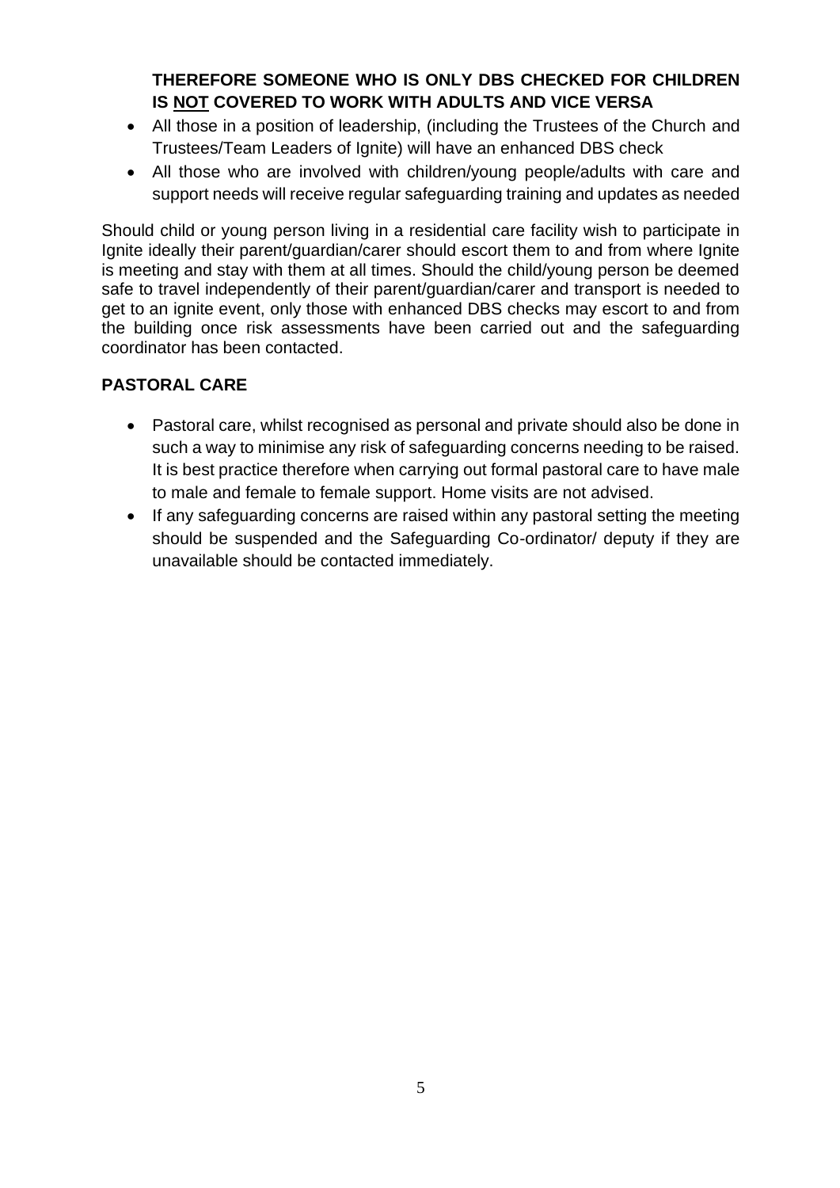**THEREFORE SOMEONE WHO IS ONLY DBS CHECKED FOR CHILDREN IS <u>NOT</u> COVERED TO WORK WITH ADULTS AND VICE VERSA**

- All those in a position of leadership, (including the Trustees of the Church and Trustees/Team Leaders of Ignite) will have an enhanced DBS check
- All those who are involved with children/young people/adults with care and support needs will receive regular safeguarding training and updates as needed

Should child or young person living in a residential care facility wish to participate in Ignite ideally their parent/guardian/carer should escort them to and from where Ignite is meeting and stay with them at all times. Should the child/young person be deemed safe to travel independently of their parent/guardian/carer and transport is needed to get to an ignite event, only those with enhanced DBS checks may escort to and from the building once risk assessments have been carried out and the safeguarding coordinator has been contacted.

## PASTORAL CARE

- Pastoral care, whilst recognised as personal and private should also be done in such a way to minimise any risk of safeguarding concerns needing to be raised. It is best practice therefore when carrying out formal pastoral care to have male to male and female to female support. Home visits are not advised.
- If any safeguarding concerns are raised within any pastoral setting the meeting should be suspended and the Safeguarding Co-ordinator/ deputy if they are unavailable should be contacted immediately.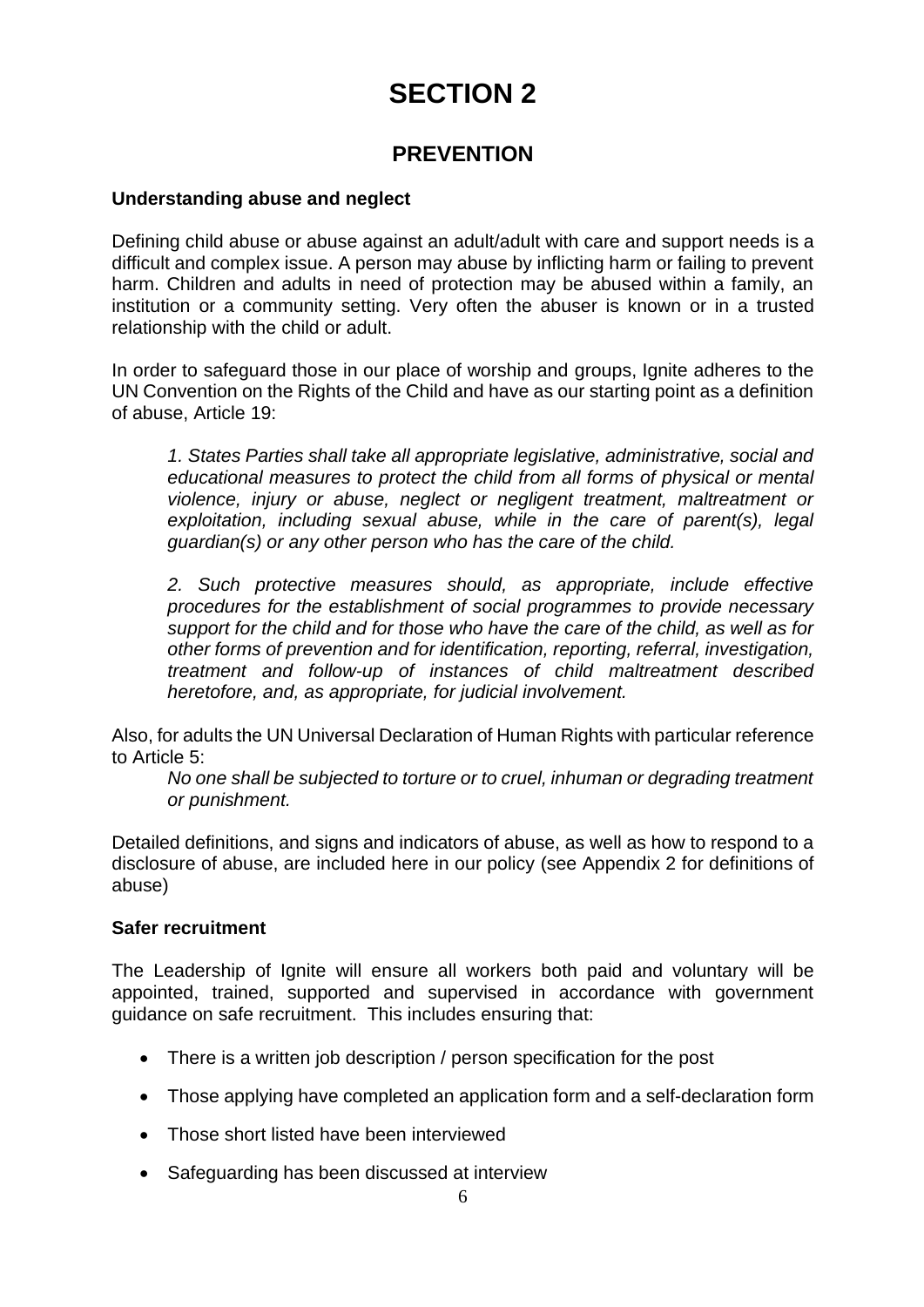# SECTION 2

## PREVENTION

### Understanding abuse and neglect

Defining child abuse or abuse against an adult/adult with care and support needs is a difficult and complex issue. A person may abuse by inflicting harm or failing to prevent harm. Children and adults in need of protection may be abused within a family, an institution or a community setting. Very often the abuser is known or in a trusted relationship with the child or adult.

In order to safeguard those in our place of worship and groups, Ignite adheres to the UN Convention on the Rights of the Child and have as our starting point as a definition of abuse, Article 19:

> *1. States Parties shall take all appropriate legislative, administrative, social and educational measures to protect the child from all forms of physical or mental violence, injury or abuse, neglect or negligent treatment, maltreatment or exploitation, including sexual abuse, while in the care of parent(s), legal guardian(s) or any other person who has the care of the child.*
>
> *2. Such protective measures should, as appropriate, include effective procedures for the establishment of social programmes to provide necessary support for the child and for those who have the care of the child, as well as for other forms of prevention and for identification, reporting, referral, investigation, treatment and follow-up of instances of child maltreatment described heretofore, and, as appropriate, for judicial involvement.*

Also, for adults the UN Universal Declaration of Human Rights with particular reference to Article 5:

> *No one shall be subjected to torture or to cruel, inhuman or degrading treatment or punishment.*

Detailed definitions, and signs and indicators of abuse, as well as how to respond to a disclosure of abuse, are included here in our policy (see Appendix 2 for definitions of abuse)

### Safer recruitment

The Leadership of Ignite will ensure all workers both paid and voluntary will be appointed, trained, supported and supervised in accordance with government guidance on safe recruitment. This includes ensuring that:

- There is a written job description / person specification for the post
- Those applying have completed an application form and a self-declaration form
- Those short listed have been interviewed
- Safeguarding has been discussed at interview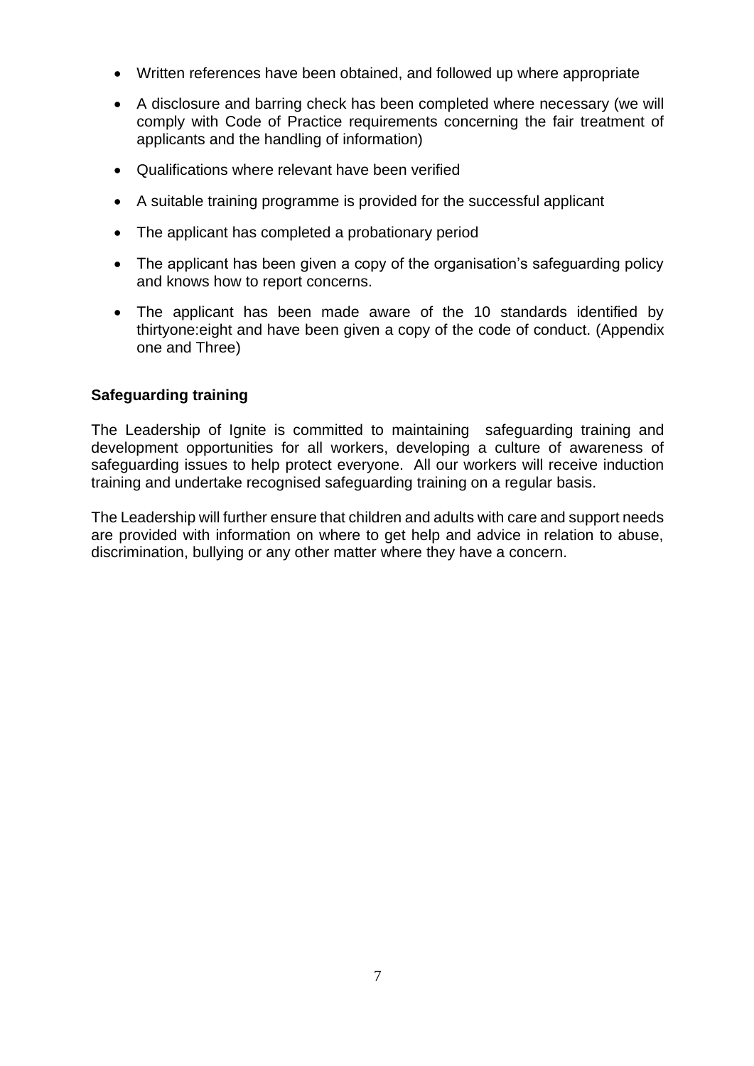- Written references have been obtained, and followed up where appropriate
- A disclosure and barring check has been completed where necessary (we will comply with Code of Practice requirements concerning the fair treatment of applicants and the handling of information)
- Qualifications where relevant have been verified
- A suitable training programme is provided for the successful applicant
- The applicant has completed a probationary period
- The applicant has been given a copy of the organisation's safeguarding policy and knows how to report concerns.
- The applicant has been made aware of the 10 standards identified by thirtyone:eight and have been given a copy of the code of conduct. (Appendix one and Three)

**Safeguarding training**

The Leadership of Ignite is committed to maintaining safeguarding training and development opportunities for all workers, developing a culture of awareness of safeguarding issues to help protect everyone. All our workers will receive induction training and undertake recognised safeguarding training on a regular basis.

The Leadership will further ensure that children and adults with care and support needs are provided with information on where to get help and advice in relation to abuse, discrimination, bullying or any other matter where they have a concern.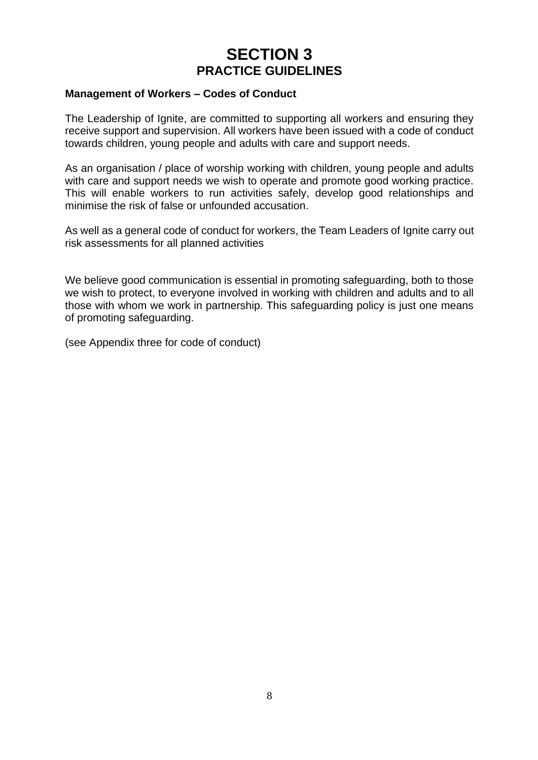# SECTION 3
## PRACTICE GUIDELINES

**Management of Workers – Codes of Conduct**

The Leadership of Ignite, are committed to supporting all workers and ensuring they receive support and supervision. All workers have been issued with a code of conduct towards children, young people and adults with care and support needs.

As an organisation / place of worship working with children, young people and adults with care and support needs we wish to operate and promote good working practice. This will enable workers to run activities safely, develop good relationships and minimise the risk of false or unfounded accusation.

As well as a general code of conduct for workers, the Team Leaders of Ignite carry out risk assessments for all planned activities

We believe good communication is essential in promoting safeguarding, both to those we wish to protect, to everyone involved in working with children and adults and to all those with whom we work in partnership. This safeguarding policy is just one means of promoting safeguarding.

(see Appendix three for code of conduct)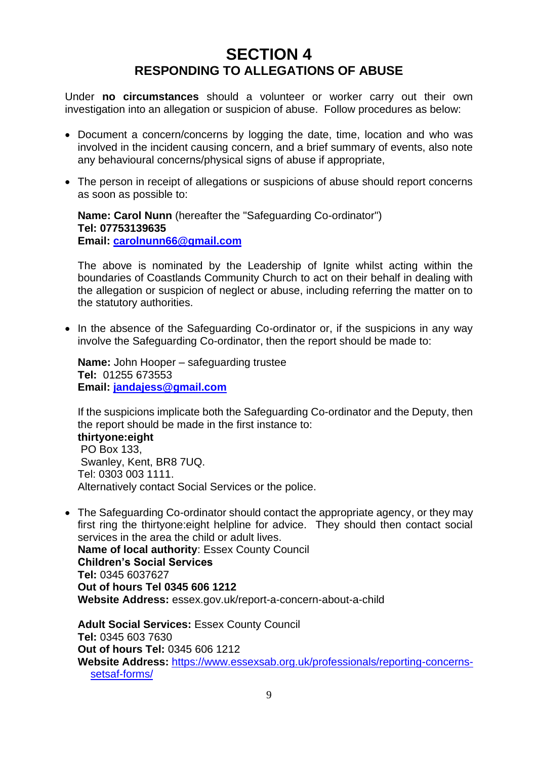# SECTION 4
## RESPONDING TO ALLEGATIONS OF ABUSE

Under **no circumstances** should a volunteer or worker carry out their own investigation into an allegation or suspicion of abuse. Follow procedures as below:

- Document a concern/concerns by logging the date, time, location and who was involved in the incident causing concern, and a brief summary of events, also note any behavioural concerns/physical signs of abuse if appropriate,

- The person in receipt of allegations or suspicions of abuse should report concerns as soon as possible to:

  **Name: Carol Nunn** (hereafter the "Safeguarding Co-ordinator")
  **Tel: 07753139635**
  **Email: [carolnunn66@gmail.com](mailto:carolnunn66@gmail.com)**

  The above is nominated by the Leadership of Ignite whilst acting within the boundaries of Coastlands Community Church to act on their behalf in dealing with the allegation or suspicion of neglect or abuse, including referring the matter on to the statutory authorities.

- In the absence of the Safeguarding Co-ordinator or, if the suspicions in any way involve the Safeguarding Co-ordinator, then the report should be made to:

  **Name:** John Hooper – safeguarding trustee
  **Tel:** 01255 673553
  **Email: [jandajess@gmail.com](mailto:jandajess@gmail.com)**

  If the suspicions implicate both the Safeguarding Co-ordinator and the Deputy, then the report should be made in the first instance to:
  **thirtyone:eight**
  PO Box 133,
  Swanley, Kent, BR8 7UQ.
  Tel: 0303 003 1111.
  Alternatively contact Social Services or the police.

- The Safeguarding Co-ordinator should contact the appropriate agency, or they may first ring the thirtyone:eight helpline for advice. They should then contact social services in the area the child or adult lives.
  **Name of local authority**: Essex County Council
  **Children's Social Services**
  **Tel:** 0345 6037627
  **Out of hours Tel 0345 606 1212**
  **Website Address:** essex.gov.uk/report-a-concern-about-a-child

  **Adult Social Services:** Essex County Council
  **Tel:** 0345 603 7630
  **Out of hours Tel:** 0345 606 1212
  **Website Address:** [https://www.essexsab.org.uk/professionals/reporting-concerns-setsaf-forms/](https://www.essexsab.org.uk/professionals/reporting-concerns-setsaf-forms/)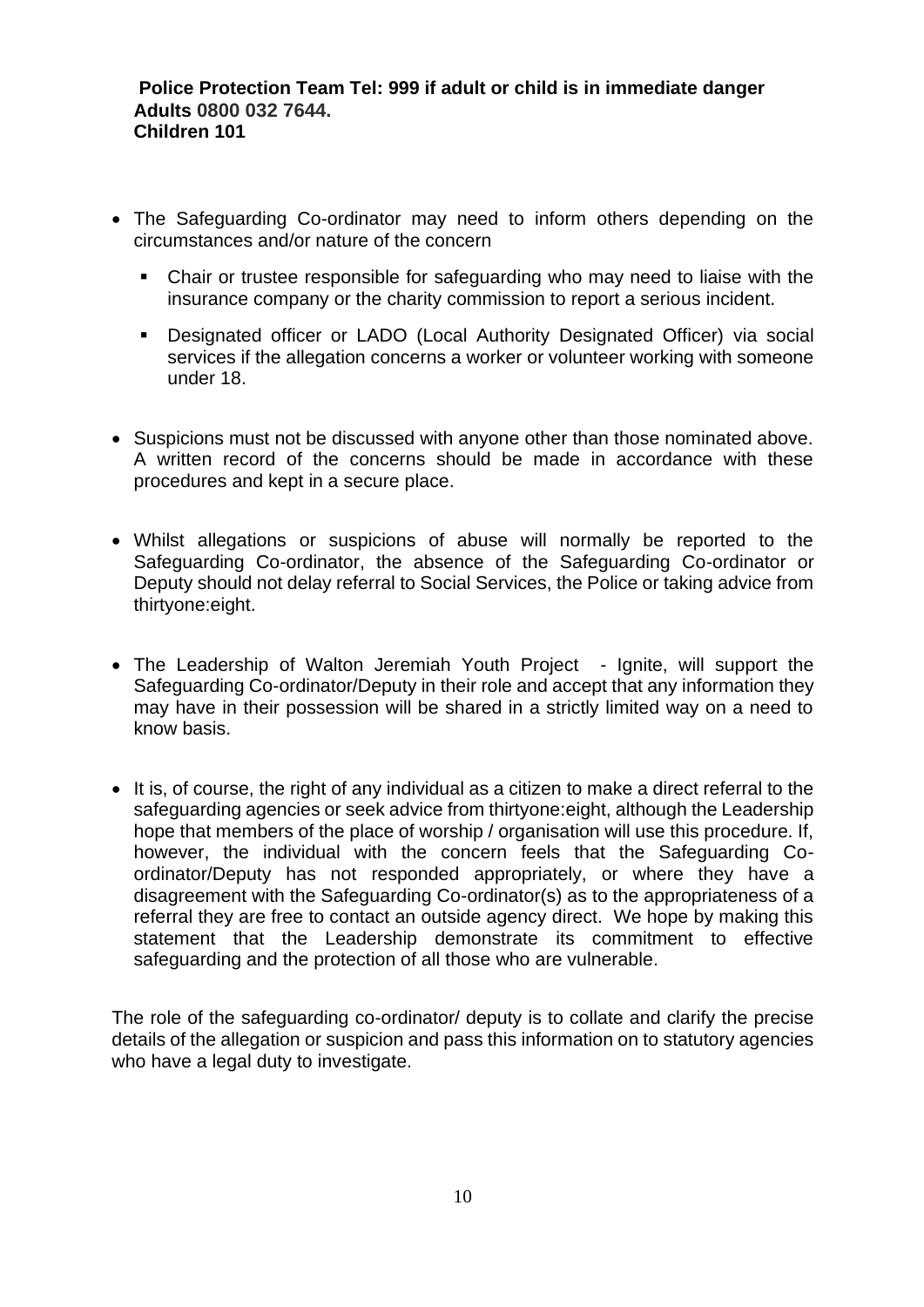**Police Protection Team Tel: 999 if adult or child is in immediate danger**
**Adults 0800 032 7644.**
**Children 101**

- The Safeguarding Co-ordinator may need to inform others depending on the circumstances and/or nature of the concern
  - Chair or trustee responsible for safeguarding who may need to liaise with the insurance company or the charity commission to report a serious incident.
  - Designated officer or LADO (Local Authority Designated Officer) via social services if the allegation concerns a worker or volunteer working with someone under 18.
- Suspicions must not be discussed with anyone other than those nominated above. A written record of the concerns should be made in accordance with these procedures and kept in a secure place.
- Whilst allegations or suspicions of abuse will normally be reported to the Safeguarding Co-ordinator, the absence of the Safeguarding Co-ordinator or Deputy should not delay referral to Social Services, the Police or taking advice from thirtyone:eight.
- The Leadership of Walton Jeremiah Youth Project - Ignite, will support the Safeguarding Co-ordinator/Deputy in their role and accept that any information they may have in their possession will be shared in a strictly limited way on a need to know basis.
- It is, of course, the right of any individual as a citizen to make a direct referral to the safeguarding agencies or seek advice from thirtyone:eight, although the Leadership hope that members of the place of worship / organisation will use this procedure. If, however, the individual with the concern feels that the Safeguarding Co-ordinator/Deputy has not responded appropriately, or where they have a disagreement with the Safeguarding Co-ordinator(s) as to the appropriateness of a referral they are free to contact an outside agency direct. We hope by making this statement that the Leadership demonstrate its commitment to effective safeguarding and the protection of all those who are vulnerable.

The role of the safeguarding co-ordinator/ deputy is to collate and clarify the precise details of the allegation or suspicion and pass this information on to statutory agencies who have a legal duty to investigate.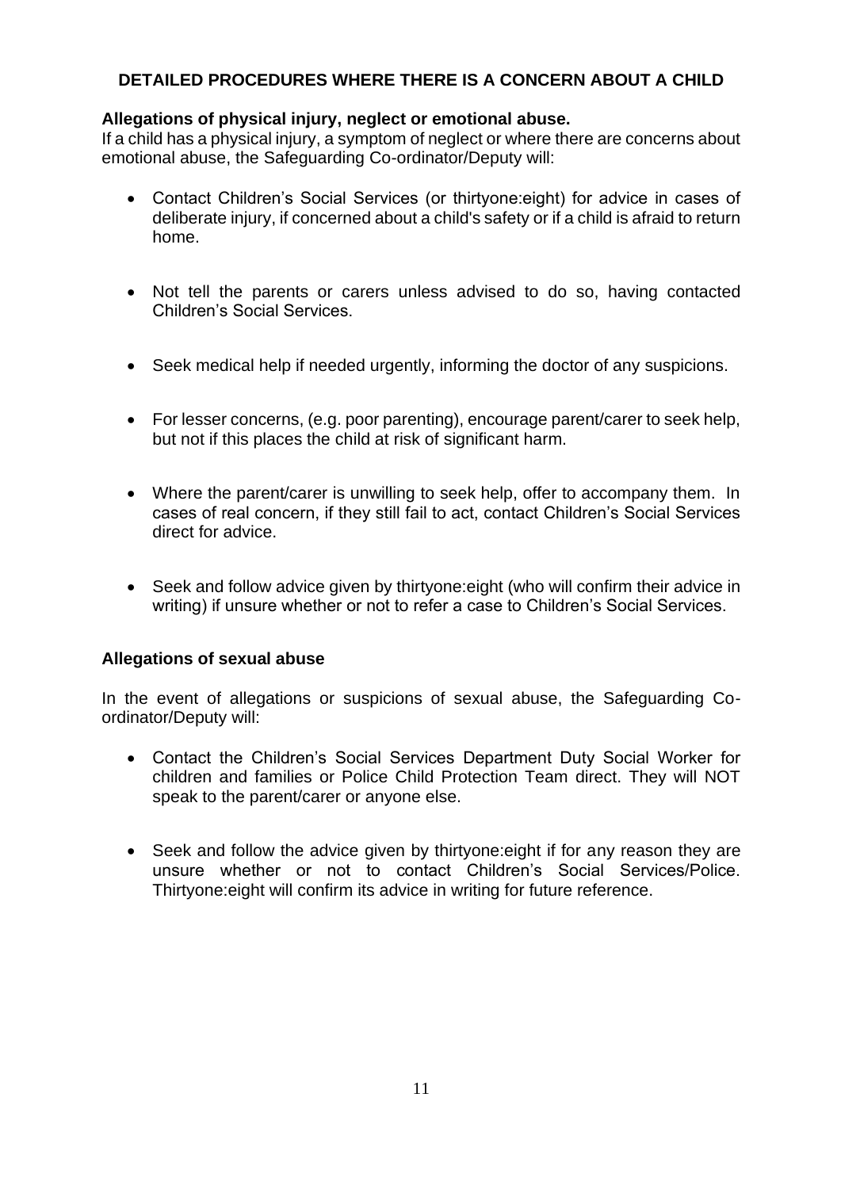## DETAILED PROCEDURES WHERE THERE IS A CONCERN ABOUT A CHILD

**Allegations of physical injury, neglect or emotional abuse.**

If a child has a physical injury, a symptom of neglect or where there are concerns about emotional abuse, the Safeguarding Co-ordinator/Deputy will:

- Contact Children's Social Services (or thirtyone:eight) for advice in cases of deliberate injury, if concerned about a child's safety or if a child is afraid to return home.
- Not tell the parents or carers unless advised to do so, having contacted Children's Social Services.
- Seek medical help if needed urgently, informing the doctor of any suspicions.
- For lesser concerns, (e.g. poor parenting), encourage parent/carer to seek help, but not if this places the child at risk of significant harm.
- Where the parent/carer is unwilling to seek help, offer to accompany them. In cases of real concern, if they still fail to act, contact Children's Social Services direct for advice.
- Seek and follow advice given by thirtyone:eight (who will confirm their advice in writing) if unsure whether or not to refer a case to Children's Social Services.

**Allegations of sexual abuse**

In the event of allegations or suspicions of sexual abuse, the Safeguarding Co-ordinator/Deputy will:

- Contact the Children's Social Services Department Duty Social Worker for children and families or Police Child Protection Team direct. They will NOT speak to the parent/carer or anyone else.
- Seek and follow the advice given by thirtyone:eight if for any reason they are unsure whether or not to contact Children's Social Services/Police. Thirtyone:eight will confirm its advice in writing for future reference.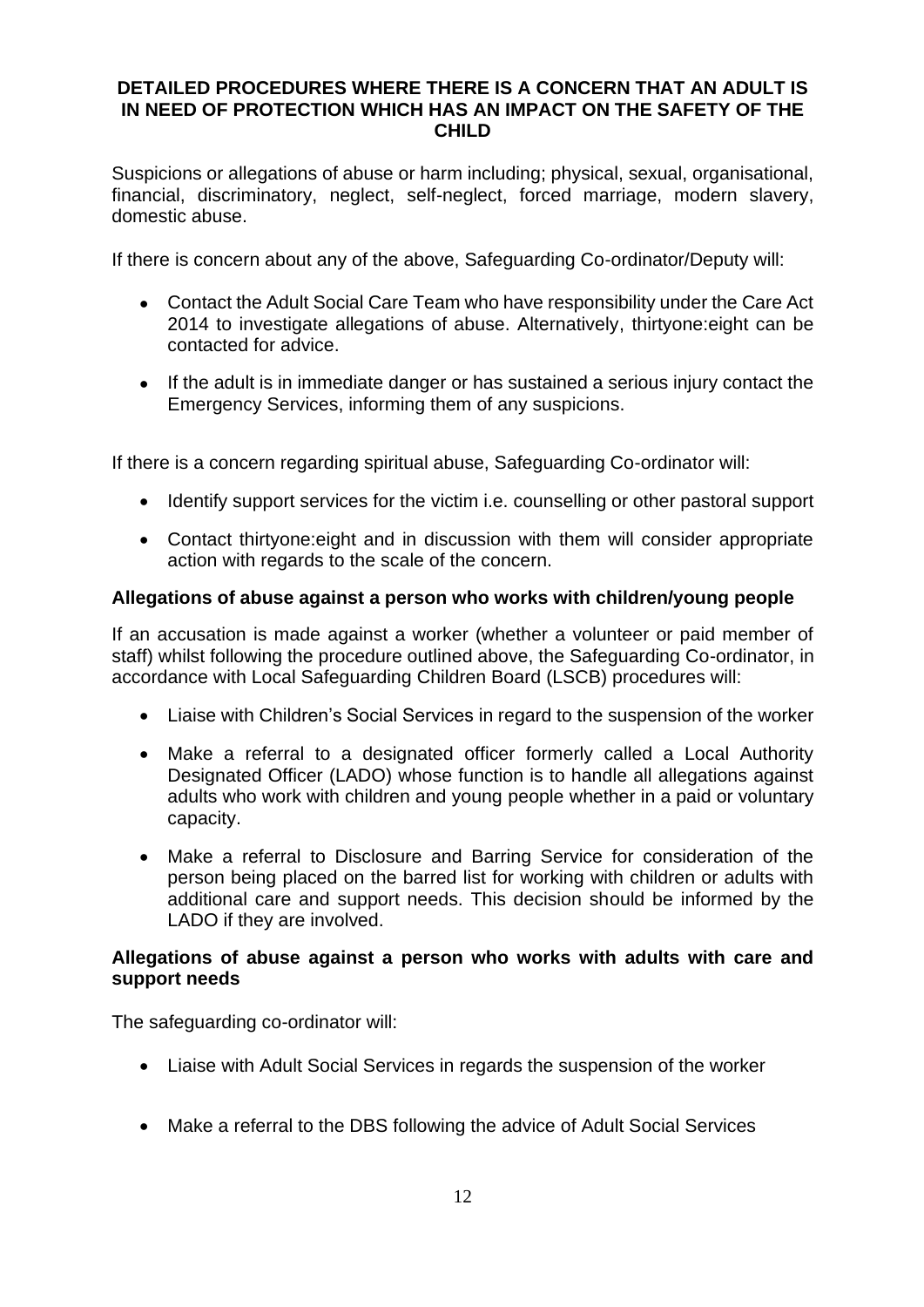## DETAILED PROCEDURES WHERE THERE IS A CONCERN THAT AN ADULT IS IN NEED OF PROTECTION WHICH HAS AN IMPACT ON THE SAFETY OF THE CHILD

Suspicions or allegations of abuse or harm including; physical, sexual, organisational, financial, discriminatory, neglect, self-neglect, forced marriage, modern slavery, domestic abuse.

If there is concern about any of the above, Safeguarding Co-ordinator/Deputy will:

- Contact the Adult Social Care Team who have responsibility under the Care Act 2014 to investigate allegations of abuse. Alternatively, thirtyone:eight can be contacted for advice.
- If the adult is in immediate danger or has sustained a serious injury contact the Emergency Services, informing them of any suspicions.

If there is a concern regarding spiritual abuse, Safeguarding Co-ordinator will:

- Identify support services for the victim i.e. counselling or other pastoral support
- Contact thirtyone:eight and in discussion with them will consider appropriate action with regards to the scale of the concern.

**Allegations of abuse against a person who works with children/young people**

If an accusation is made against a worker (whether a volunteer or paid member of staff) whilst following the procedure outlined above, the Safeguarding Co-ordinator, in accordance with Local Safeguarding Children Board (LSCB) procedures will:

- Liaise with Children's Social Services in regard to the suspension of the worker
- Make a referral to a designated officer formerly called a Local Authority Designated Officer (LADO) whose function is to handle all allegations against adults who work with children and young people whether in a paid or voluntary capacity.
- Make a referral to Disclosure and Barring Service for consideration of the person being placed on the barred list for working with children or adults with additional care and support needs. This decision should be informed by the LADO if they are involved.

**Allegations of abuse against a person who works with adults with care and support needs**

The safeguarding co-ordinator will:

- Liaise with Adult Social Services in regards the suspension of the worker
- Make a referral to the DBS following the advice of Adult Social Services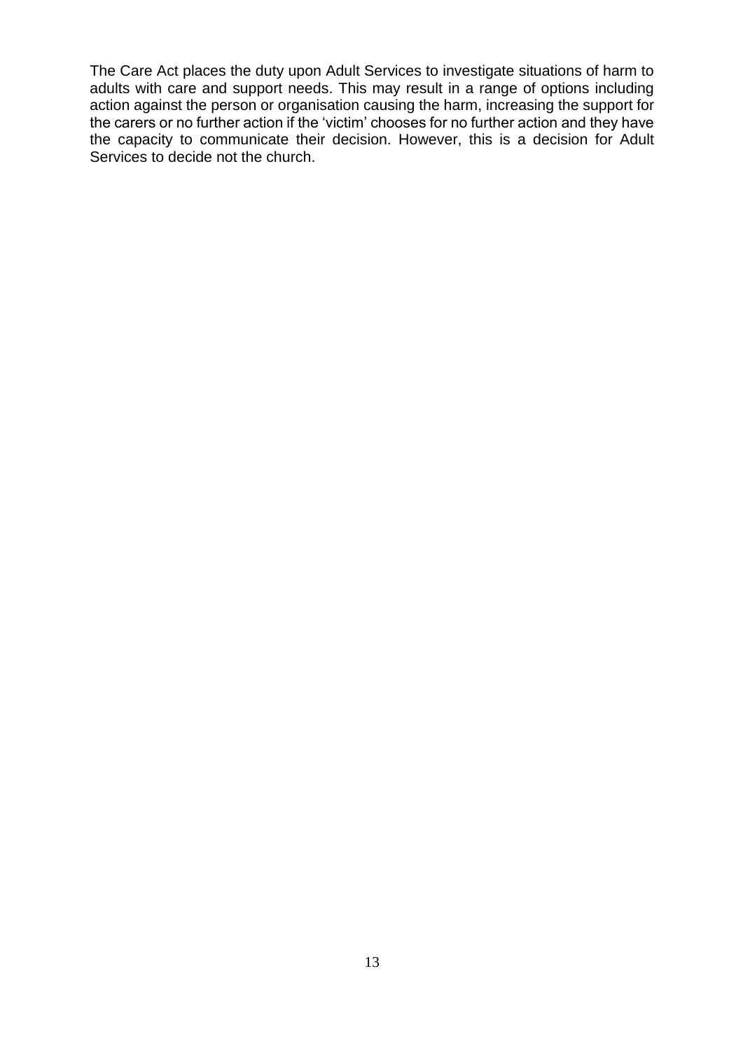The Care Act places the duty upon Adult Services to investigate situations of harm to adults with care and support needs. This may result in a range of options including action against the person or organisation causing the harm, increasing the support for the carers or no further action if the 'victim' chooses for no further action and they have the capacity to communicate their decision. However, this is a decision for Adult Services to decide not the church.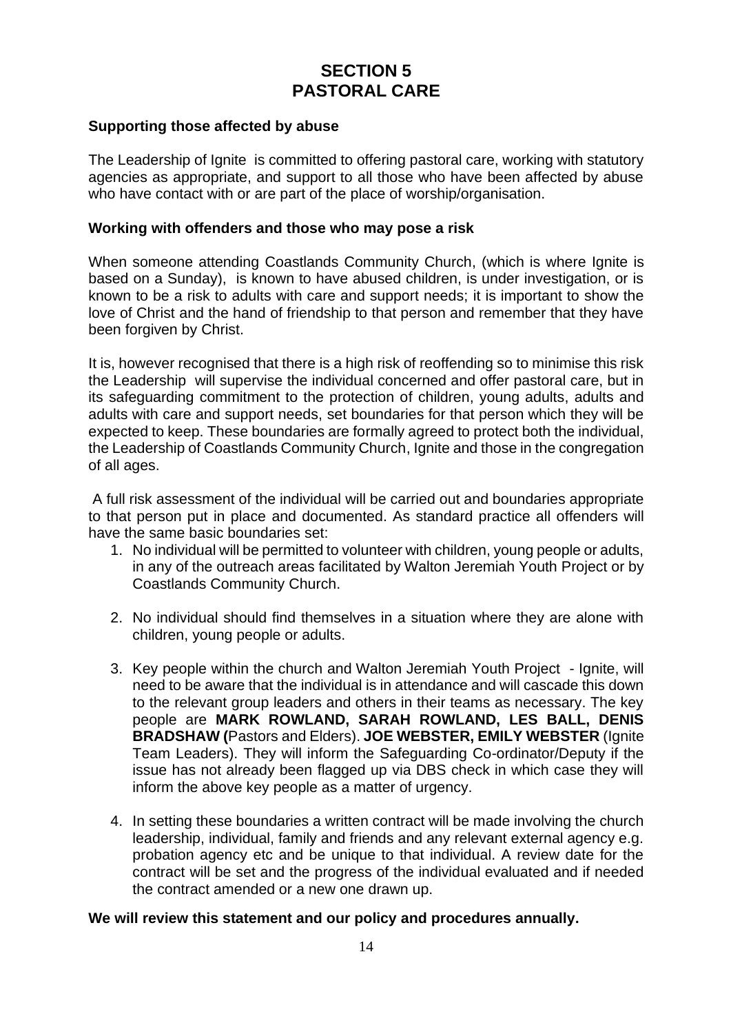# SECTION 5
# PASTORAL CARE

**Supporting those affected by abuse**

The Leadership of Ignite is committed to offering pastoral care, working with statutory agencies as appropriate, and support to all those who have been affected by abuse who have contact with or are part of the place of worship/organisation.

**Working with offenders and those who may pose a risk**

When someone attending Coastlands Community Church, (which is where Ignite is based on a Sunday), is known to have abused children, is under investigation, or is known to be a risk to adults with care and support needs; it is important to show the love of Christ and the hand of friendship to that person and remember that they have been forgiven by Christ.

It is, however recognised that there is a high risk of reoffending so to minimise this risk the Leadership will supervise the individual concerned and offer pastoral care, but in its safeguarding commitment to the protection of children, young adults, adults and adults with care and support needs, set boundaries for that person which they will be expected to keep. These boundaries are formally agreed to protect both the individual, the Leadership of Coastlands Community Church, Ignite and those in the congregation of all ages.

A full risk assessment of the individual will be carried out and boundaries appropriate to that person put in place and documented. As standard practice all offenders will have the same basic boundaries set:

1. No individual will be permitted to volunteer with children, young people or adults, in any of the outreach areas facilitated by Walton Jeremiah Youth Project or by Coastlands Community Church.
2. No individual should find themselves in a situation where they are alone with children, young people or adults.
3. Key people within the church and Walton Jeremiah Youth Project - Ignite, will need to be aware that the individual is in attendance and will cascade this down to the relevant group leaders and others in their teams as necessary. The key people are **MARK ROWLAND, SARAH ROWLAND, LES BALL, DENIS BRADSHAW (**Pastors and Elders). **JOE WEBSTER, EMILY WEBSTER** (Ignite Team Leaders). They will inform the Safeguarding Co-ordinator/Deputy if the issue has not already been flagged up via DBS check in which case they will inform the above key people as a matter of urgency.
4. In setting these boundaries a written contract will be made involving the church leadership, individual, family and friends and any relevant external agency e.g. probation agency etc and be unique to that individual. A review date for the contract will be set and the progress of the individual evaluated and if needed the contract amended or a new one drawn up.

**We will review this statement and our policy and procedures annually.**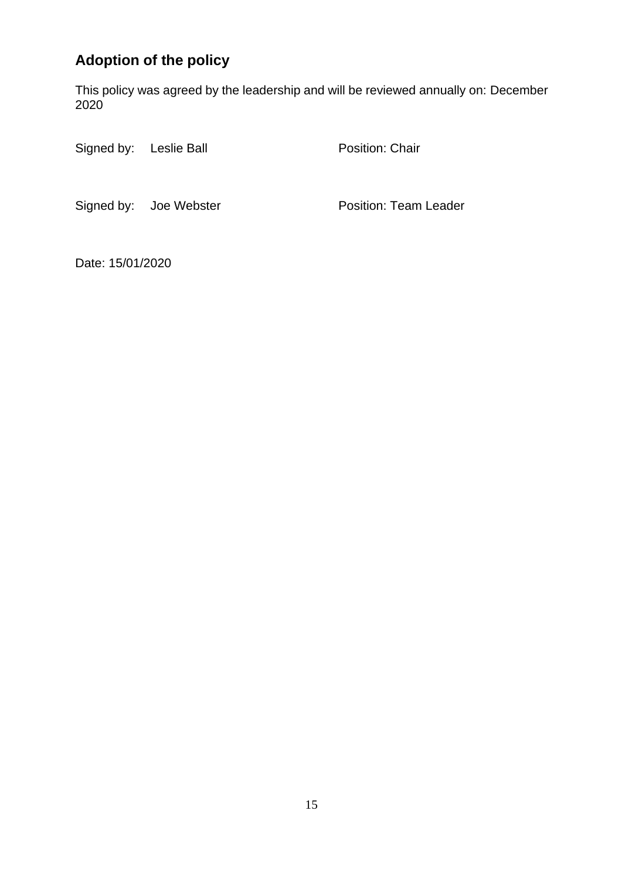## Adoption of the policy

This policy was agreed by the leadership and will be reviewed annually on: December 2020

Signed by: Leslie Ball Position: Chair

Signed by: Joe Webster Position: Team Leader

Date: 15/01/2020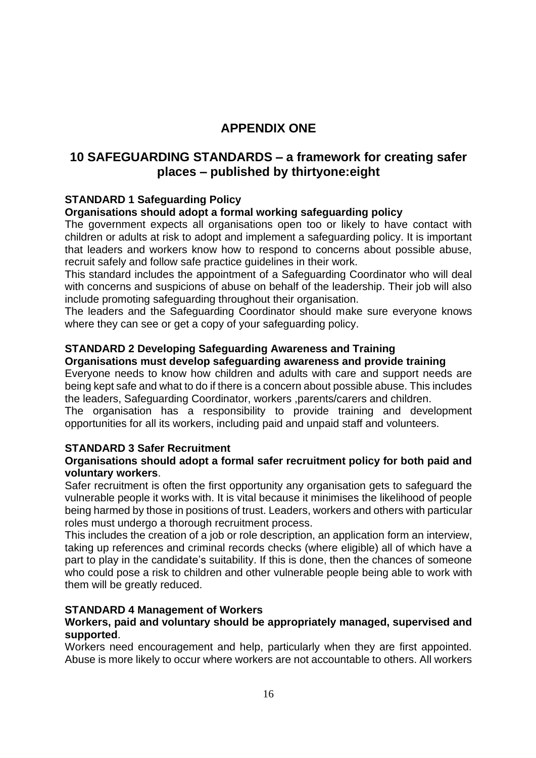# APPENDIX ONE

## 10 SAFEGUARDING STANDARDS – a framework for creating safer places – published by thirtyone:eight

**STANDARD 1 Safeguarding Policy**

**Organisations should adopt a formal working safeguarding policy**

The government expects all organisations open too or likely to have contact with children or adults at risk to adopt and implement a safeguarding policy. It is important that leaders and workers know how to respond to concerns about possible abuse, recruit safely and follow safe practice guidelines in their work.

This standard includes the appointment of a Safeguarding Coordinator who will deal with concerns and suspicions of abuse on behalf of the leadership. Their job will also include promoting safeguarding throughout their organisation.

The leaders and the Safeguarding Coordinator should make sure everyone knows where they can see or get a copy of your safeguarding policy.

**STANDARD 2 Developing Safeguarding Awareness and Training**

**Organisations must develop safeguarding awareness and provide training**

Everyone needs to know how children and adults with care and support needs are being kept safe and what to do if there is a concern about possible abuse. This includes the leaders, Safeguarding Coordinator, workers ,parents/carers and children.

The organisation has a responsibility to provide training and development opportunities for all its workers, including paid and unpaid staff and volunteers.

**STANDARD 3 Safer Recruitment**

**Organisations should adopt a formal safer recruitment policy for both paid and voluntary workers**.

Safer recruitment is often the first opportunity any organisation gets to safeguard the vulnerable people it works with. It is vital because it minimises the likelihood of people being harmed by those in positions of trust. Leaders, workers and others with particular roles must undergo a thorough recruitment process.

This includes the creation of a job or role description, an application form an interview, taking up references and criminal records checks (where eligible) all of which have a part to play in the candidate's suitability. If this is done, then the chances of someone who could pose a risk to children and other vulnerable people being able to work with them will be greatly reduced.

**STANDARD 4 Management of Workers**

**Workers, paid and voluntary should be appropriately managed, supervised and supported**.

Workers need encouragement and help, particularly when they are first appointed. Abuse is more likely to occur where workers are not accountable to others. All workers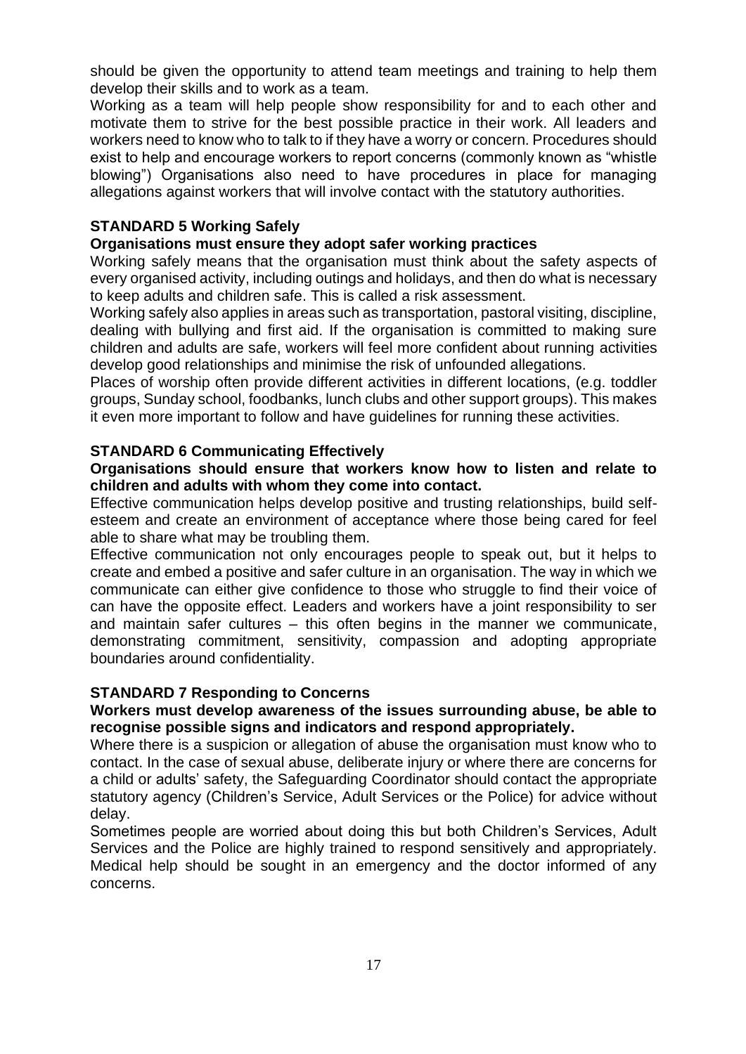should be given the opportunity to attend team meetings and training to help them develop their skills and to work as a team.

Working as a team will help people show responsibility for and to each other and motivate them to strive for the best possible practice in their work. All leaders and workers need to know who to talk to if they have a worry or concern. Procedures should exist to help and encourage workers to report concerns (commonly known as "whistle blowing") Organisations also need to have procedures in place for managing allegations against workers that will involve contact with the statutory authorities.

**STANDARD 5 Working Safely**

**Organisations must ensure they adopt safer working practices**

Working safely means that the organisation must think about the safety aspects of every organised activity, including outings and holidays, and then do what is necessary to keep adults and children safe. This is called a risk assessment.

Working safely also applies in areas such as transportation, pastoral visiting, discipline, dealing with bullying and first aid. If the organisation is committed to making sure children and adults are safe, workers will feel more confident about running activities develop good relationships and minimise the risk of unfounded allegations.

Places of worship often provide different activities in different locations, (e.g. toddler groups, Sunday school, foodbanks, lunch clubs and other support groups). This makes it even more important to follow and have guidelines for running these activities.

**STANDARD 6 Communicating Effectively**

**Organisations should ensure that workers know how to listen and relate to children and adults with whom they come into contact.**

Effective communication helps develop positive and trusting relationships, build self-esteem and create an environment of acceptance where those being cared for feel able to share what may be troubling them.

Effective communication not only encourages people to speak out, but it helps to create and embed a positive and safer culture in an organisation. The way in which we communicate can either give confidence to those who struggle to find their voice of can have the opposite effect. Leaders and workers have a joint responsibility to ser and maintain safer cultures – this often begins in the manner we communicate, demonstrating commitment, sensitivity, compassion and adopting appropriate boundaries around confidentiality.

**STANDARD 7 Responding to Concerns**

**Workers must develop awareness of the issues surrounding abuse, be able to recognise possible signs and indicators and respond appropriately.**

Where there is a suspicion or allegation of abuse the organisation must know who to contact. In the case of sexual abuse, deliberate injury or where there are concerns for a child or adults' safety, the Safeguarding Coordinator should contact the appropriate statutory agency (Children's Service, Adult Services or the Police) for advice without delay.

Sometimes people are worried about doing this but both Children's Services, Adult Services and the Police are highly trained to respond sensitively and appropriately. Medical help should be sought in an emergency and the doctor informed of any concerns.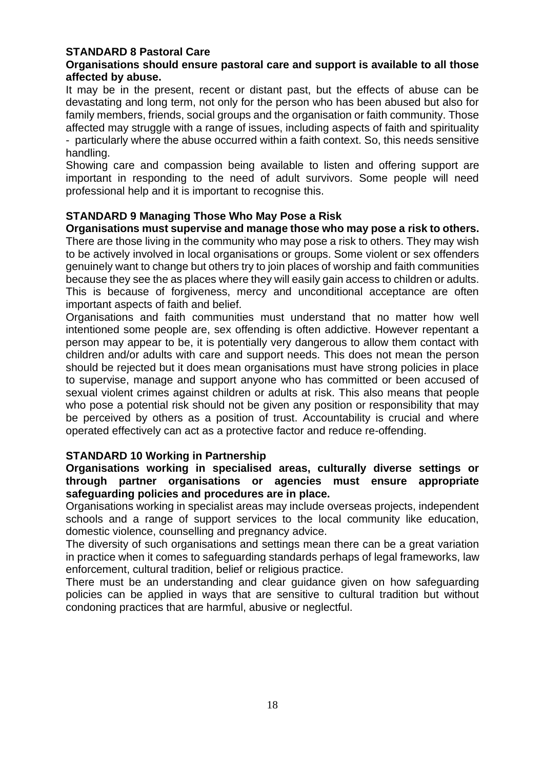**STANDARD 8 Pastoral Care**

**Organisations should ensure pastoral care and support is available to all those affected by abuse.**

It may be in the present, recent or distant past, but the effects of abuse can be devastating and long term, not only for the person who has been abused but also for family members, friends, social groups and the organisation or faith community. Those affected may struggle with a range of issues, including aspects of faith and spirituality - particularly where the abuse occurred within a faith context. So, this needs sensitive handling.

Showing care and compassion being available to listen and offering support are important in responding to the need of adult survivors. Some people will need professional help and it is important to recognise this.

**STANDARD 9 Managing Those Who May Pose a Risk**

**Organisations must supervise and manage those who may pose a risk to others.**

There are those living in the community who may pose a risk to others. They may wish to be actively involved in local organisations or groups. Some violent or sex offenders genuinely want to change but others try to join places of worship and faith communities because they see the as places where they will easily gain access to children or adults. This is because of forgiveness, mercy and unconditional acceptance are often important aspects of faith and belief.

Organisations and faith communities must understand that no matter how well intentioned some people are, sex offending is often addictive. However repentant a person may appear to be, it is potentially very dangerous to allow them contact with children and/or adults with care and support needs. This does not mean the person should be rejected but it does mean organisations must have strong policies in place to supervise, manage and support anyone who has committed or been accused of sexual violent crimes against children or adults at risk. This also means that people who pose a potential risk should not be given any position or responsibility that may be perceived by others as a position of trust. Accountability is crucial and where operated effectively can act as a protective factor and reduce re-offending.

**STANDARD 10 Working in Partnership**

**Organisations working in specialised areas, culturally diverse settings or through partner organisations or agencies must ensure appropriate safeguarding policies and procedures are in place.**

Organisations working in specialist areas may include overseas projects, independent schools and a range of support services to the local community like education, domestic violence, counselling and pregnancy advice.

The diversity of such organisations and settings mean there can be a great variation in practice when it comes to safeguarding standards perhaps of legal frameworks, law enforcement, cultural tradition, belief or religious practice.

There must be an understanding and clear guidance given on how safeguarding policies can be applied in ways that are sensitive to cultural tradition but without condoning practices that are harmful, abusive or neglectful.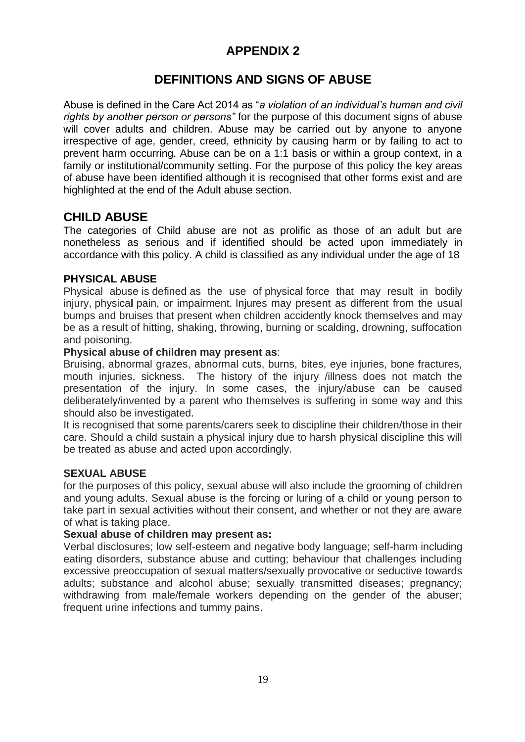# APPENDIX 2

## DEFINITIONS AND SIGNS OF ABUSE

Abuse is defined in the Care Act 2014 as "*a violation of an individual's human and civil rights by another person or persons"* for the purpose of this document signs of abuse will cover adults and children. Abuse may be carried out by anyone to anyone irrespective of age, gender, creed, ethnicity by causing harm or by failing to act to prevent harm occurring. Abuse can be on a 1:1 basis or within a group context, in a family or institutional/community setting. For the purpose of this policy the key areas of abuse have been identified although it is recognised that other forms exist and are highlighted at the end of the Adult abuse section.

## CHILD ABUSE

The categories of Child abuse are not as prolific as those of an adult but are nonetheless as serious and if identified should be acted upon immediately in accordance with this policy. A child is classified as any individual under the age of 18

### PHYSICAL ABUSE

Physical abuse is defined as the use of physical force that may result in bodily injury, physical pain, or impairment. Injures may present as different from the usual bumps and bruises that present when children accidently knock themselves and may be as a result of hitting, shaking, throwing, burning or scalding, drowning, suffocation and poisoning.

**Physical abuse of children may present as**:

Bruising, abnormal grazes, abnormal cuts, burns, bites, eye injuries, bone fractures, mouth injuries, sickness. The history of the injury /illness does not match the presentation of the injury. In some cases, the injury/abuse can be caused deliberately/invented by a parent who themselves is suffering in some way and this should also be investigated.

It is recognised that some parents/carers seek to discipline their children/those in their care. Should a child sustain a physical injury due to harsh physical discipline this will be treated as abuse and acted upon accordingly.

### SEXUAL ABUSE

for the purposes of this policy, sexual abuse will also include the grooming of children and young adults. Sexual abuse is the forcing or luring of a child or young person to take part in sexual activities without their consent, and whether or not they are aware of what is taking place.

**Sexual abuse of children may present as:**

Verbal disclosures; low self-esteem and negative body language; self-harm including eating disorders, substance abuse and cutting; behaviour that challenges including excessive preoccupation of sexual matters/sexually provocative or seductive towards adults; substance and alcohol abuse; sexually transmitted diseases; pregnancy; withdrawing from male/female workers depending on the gender of the abuser; frequent urine infections and tummy pains.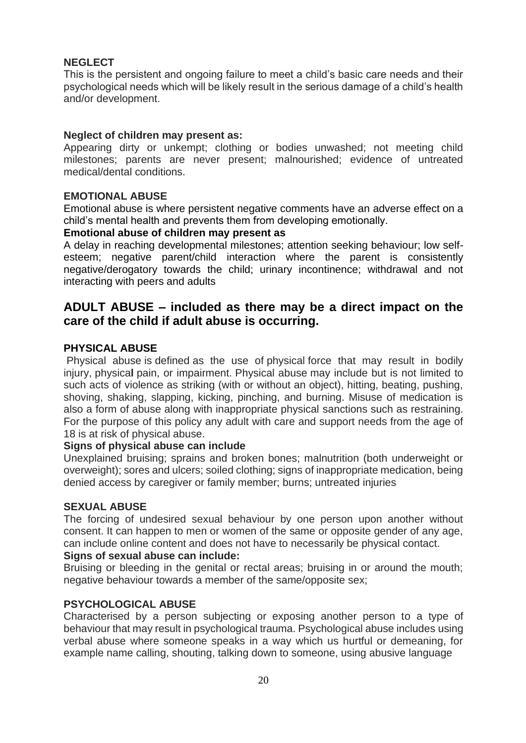**NEGLECT**

This is the persistent and ongoing failure to meet a child's basic care needs and their psychological needs which will be likely result in the serious damage of a child's health and/or development.

**Neglect of children may present as:**

Appearing dirty or unkempt; clothing or bodies unwashed; not meeting child milestones; parents are never present; malnourished; evidence of untreated medical/dental conditions.

**EMOTIONAL ABUSE**

Emotional abuse is where persistent negative comments have an adverse effect on a child's mental health and prevents them from developing emotionally.

**Emotional abuse of children may present as**

A delay in reaching developmental milestones; attention seeking behaviour; low self-esteem; negative parent/child interaction where the parent is consistently negative/derogatory towards the child; urinary incontinence; withdrawal and not interacting with peers and adults

## ADULT ABUSE – included as there may be a direct impact on the care of the child if adult abuse is occurring.

**PHYSICAL ABUSE**

Physical abuse is defined as the use of physical force that may result in bodily injury, physical pain, or impairment. Physical abuse may include but is not limited to such acts of violence as striking (with or without an object), hitting, beating, pushing, shoving, shaking, slapping, kicking, pinching, and burning. Misuse of medication is also a form of abuse along with inappropriate physical sanctions such as restraining. For the purpose of this policy any adult with care and support needs from the age of 18 is at risk of physical abuse.

**Signs of physical abuse can include**

Unexplained bruising; sprains and broken bones; malnutrition (both underweight or overweight); sores and ulcers; soiled clothing; signs of inappropriate medication, being denied access by caregiver or family member; burns; untreated injuries

**SEXUAL ABUSE**

The forcing of undesired sexual behaviour by one person upon another without consent. It can happen to men or women of the same or opposite gender of any age, can include online content and does not have to necessarily be physical contact.

**Signs of sexual abuse can include:**

Bruising or bleeding in the genital or rectal areas; bruising in or around the mouth; negative behaviour towards a member of the same/opposite sex;

**PSYCHOLOGICAL ABUSE**

Characterised by a person subjecting or exposing another person to a type of behaviour that may result in psychological trauma. Psychological abuse includes using verbal abuse where someone speaks in a way which us hurtful or demeaning, for example name calling, shouting, talking down to someone, using abusive language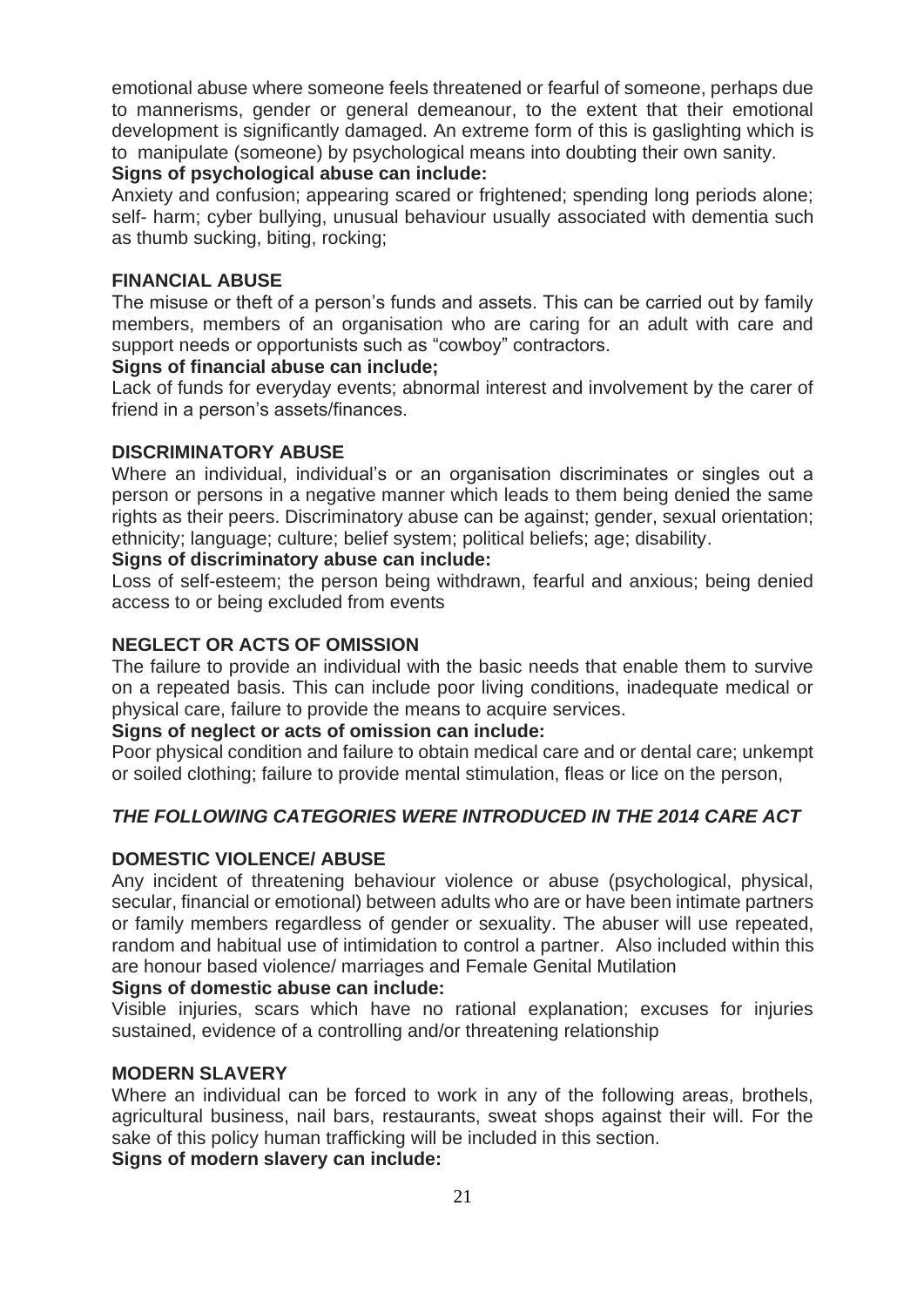emotional abuse where someone feels threatened or fearful of someone, perhaps due to mannerisms, gender or general demeanour, to the extent that their emotional development is significantly damaged. An extreme form of this is gaslighting which is to manipulate (someone) by psychological means into doubting their own sanity.

**Signs of psychological abuse can include:**

Anxiety and confusion; appearing scared or frightened; spending long periods alone; self- harm; cyber bullying, unusual behaviour usually associated with dementia such as thumb sucking, biting, rocking;

**FINANCIAL ABUSE**

The misuse or theft of a person's funds and assets. This can be carried out by family members, members of an organisation who are caring for an adult with care and support needs or opportunists such as "cowboy" contractors.

**Signs of financial abuse can include;**

Lack of funds for everyday events; abnormal interest and involvement by the carer of friend in a person's assets/finances.

**DISCRIMINATORY ABUSE**

Where an individual, individual's or an organisation discriminates or singles out a person or persons in a negative manner which leads to them being denied the same rights as their peers. Discriminatory abuse can be against; gender, sexual orientation; ethnicity; language; culture; belief system; political beliefs; age; disability.

**Signs of discriminatory abuse can include:**

Loss of self-esteem; the person being withdrawn, fearful and anxious; being denied access to or being excluded from events

**NEGLECT OR ACTS OF OMISSION**

The failure to provide an individual with the basic needs that enable them to survive on a repeated basis. This can include poor living conditions, inadequate medical or physical care, failure to provide the means to acquire services.

**Signs of neglect or acts of omission can include:**

Poor physical condition and failure to obtain medical care and or dental care; unkempt or soiled clothing; failure to provide mental stimulation, fleas or lice on the person,

***THE FOLLOWING CATEGORIES WERE INTRODUCED IN THE 2014 CARE ACT***

**DOMESTIC VIOLENCE/ ABUSE**

Any incident of threatening behaviour violence or abuse (psychological, physical, secular, financial or emotional) between adults who are or have been intimate partners or family members regardless of gender or sexuality. The abuser will use repeated, random and habitual use of intimidation to control a partner. Also included within this are honour based violence/ marriages and Female Genital Mutilation

**Signs of domestic abuse can include:**

Visible injuries, scars which have no rational explanation; excuses for injuries sustained, evidence of a controlling and/or threatening relationship

**MODERN SLAVERY**

Where an individual can be forced to work in any of the following areas, brothels, agricultural business, nail bars, restaurants, sweat shops against their will. For the sake of this policy human trafficking will be included in this section.

**Signs of modern slavery can include:**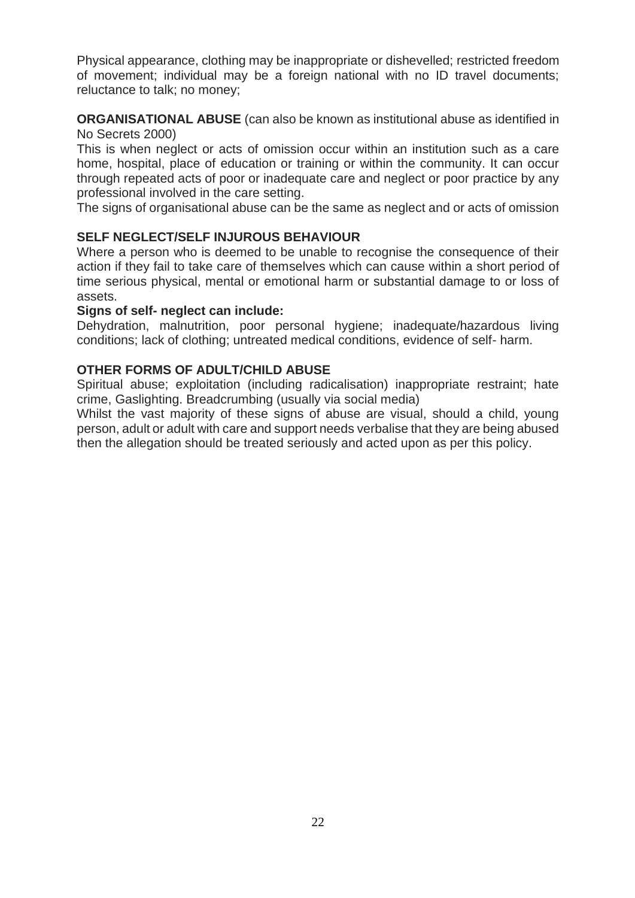Physical appearance, clothing may be inappropriate or dishevelled; restricted freedom of movement; individual may be a foreign national with no ID travel documents; reluctance to talk; no money;

**ORGANISATIONAL ABUSE** (can also be known as institutional abuse as identified in No Secrets 2000)

This is when neglect or acts of omission occur within an institution such as a care home, hospital, place of education or training or within the community. It can occur through repeated acts of poor or inadequate care and neglect or poor practice by any professional involved in the care setting.

The signs of organisational abuse can be the same as neglect and or acts of omission

**SELF NEGLECT/SELF INJUROUS BEHAVIOUR**

Where a person who is deemed to be unable to recognise the consequence of their action if they fail to take care of themselves which can cause within a short period of time serious physical, mental or emotional harm or substantial damage to or loss of assets.

**Signs of self- neglect can include:**

Dehydration, malnutrition, poor personal hygiene; inadequate/hazardous living conditions; lack of clothing; untreated medical conditions, evidence of self- harm.

**OTHER FORMS OF ADULT/CHILD ABUSE**

Spiritual abuse; exploitation (including radicalisation) inappropriate restraint; hate crime, Gaslighting. Breadcrumbing (usually via social media)

Whilst the vast majority of these signs of abuse are visual, should a child, young person, adult or adult with care and support needs verbalise that they are being abused then the allegation should be treated seriously and acted upon as per this policy.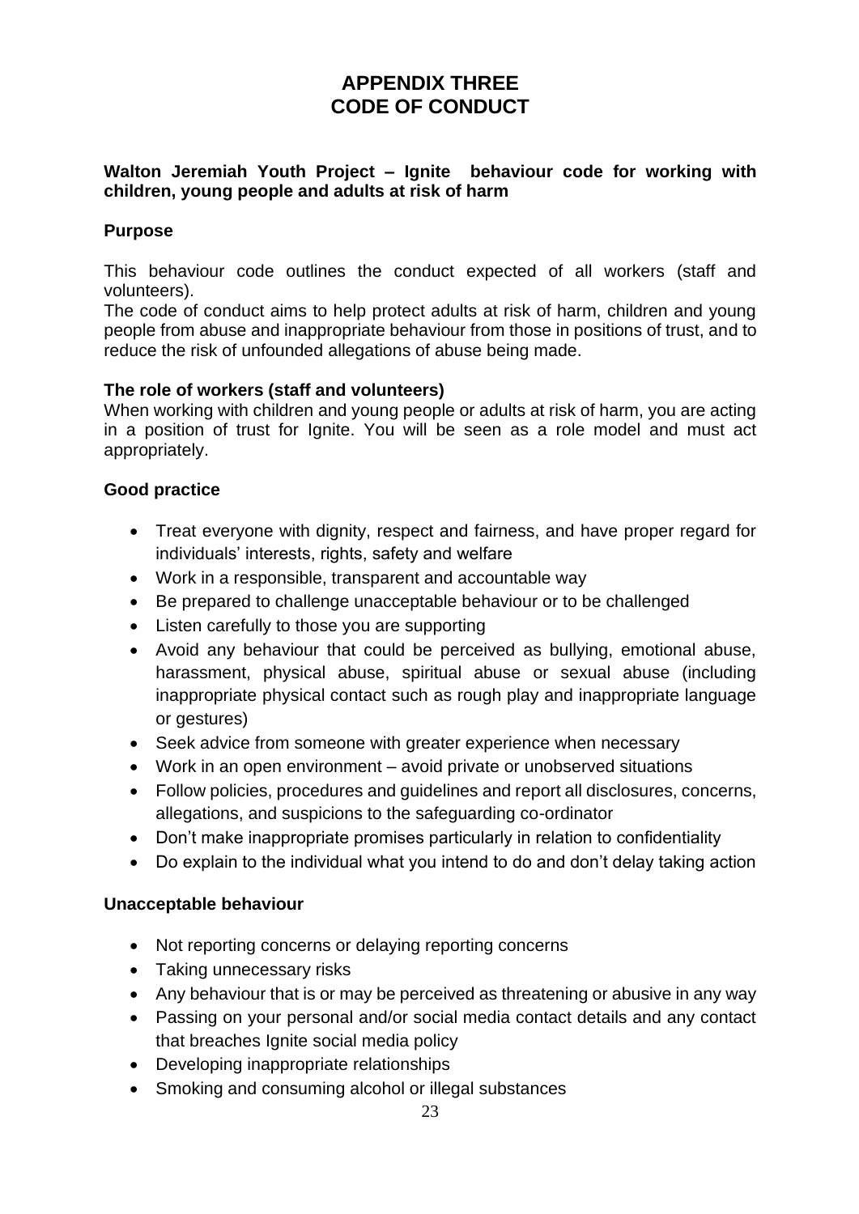# APPENDIX THREE
# CODE OF CONDUCT

**Walton Jeremiah Youth Project – Ignite behaviour code for working with children, young people and adults at risk of harm**

## Purpose

This behaviour code outlines the conduct expected of all workers (staff and volunteers).

The code of conduct aims to help protect adults at risk of harm, children and young people from abuse and inappropriate behaviour from those in positions of trust, and to reduce the risk of unfounded allegations of abuse being made.

## The role of workers (staff and volunteers)

When working with children and young people or adults at risk of harm, you are acting in a position of trust for Ignite. You will be seen as a role model and must act appropriately.

## Good practice

- Treat everyone with dignity, respect and fairness, and have proper regard for individuals' interests, rights, safety and welfare
- Work in a responsible, transparent and accountable way
- Be prepared to challenge unacceptable behaviour or to be challenged
- Listen carefully to those you are supporting
- Avoid any behaviour that could be perceived as bullying, emotional abuse, harassment, physical abuse, spiritual abuse or sexual abuse (including inappropriate physical contact such as rough play and inappropriate language or gestures)
- Seek advice from someone with greater experience when necessary
- Work in an open environment – avoid private or unobserved situations
- Follow policies, procedures and guidelines and report all disclosures, concerns, allegations, and suspicions to the safeguarding co-ordinator
- Don't make inappropriate promises particularly in relation to confidentiality
- Do explain to the individual what you intend to do and don't delay taking action

## Unacceptable behaviour

- Not reporting concerns or delaying reporting concerns
- Taking unnecessary risks
- Any behaviour that is or may be perceived as threatening or abusive in any way
- Passing on your personal and/or social media contact details and any contact that breaches Ignite social media policy
- Developing inappropriate relationships
- Smoking and consuming alcohol or illegal substances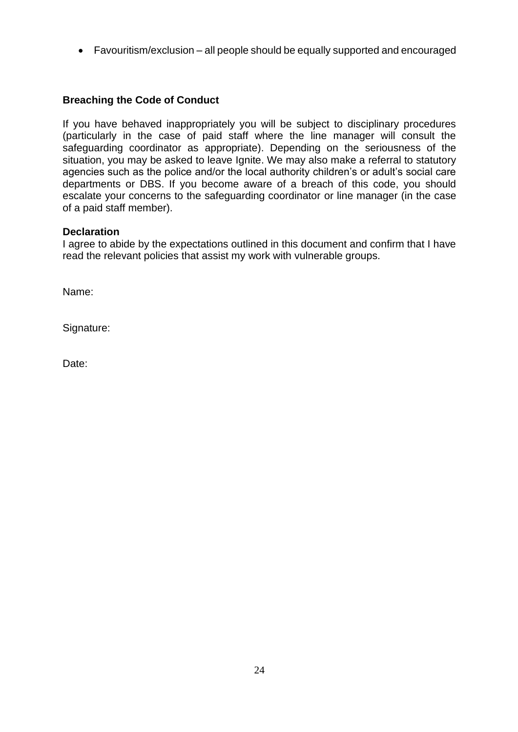- Favouritism/exclusion – all people should be equally supported and encouraged

**Breaching the Code of Conduct**

If you have behaved inappropriately you will be subject to disciplinary procedures (particularly in the case of paid staff where the line manager will consult the safeguarding coordinator as appropriate). Depending on the seriousness of the situation, you may be asked to leave Ignite. We may also make a referral to statutory agencies such as the police and/or the local authority children's or adult's social care departments or DBS. If you become aware of a breach of this code, you should escalate your concerns to the safeguarding coordinator or line manager (in the case of a paid staff member).

**Declaration**

I agree to abide by the expectations outlined in this document and confirm that I have read the relevant policies that assist my work with vulnerable groups.

Name:

Signature:

Date: